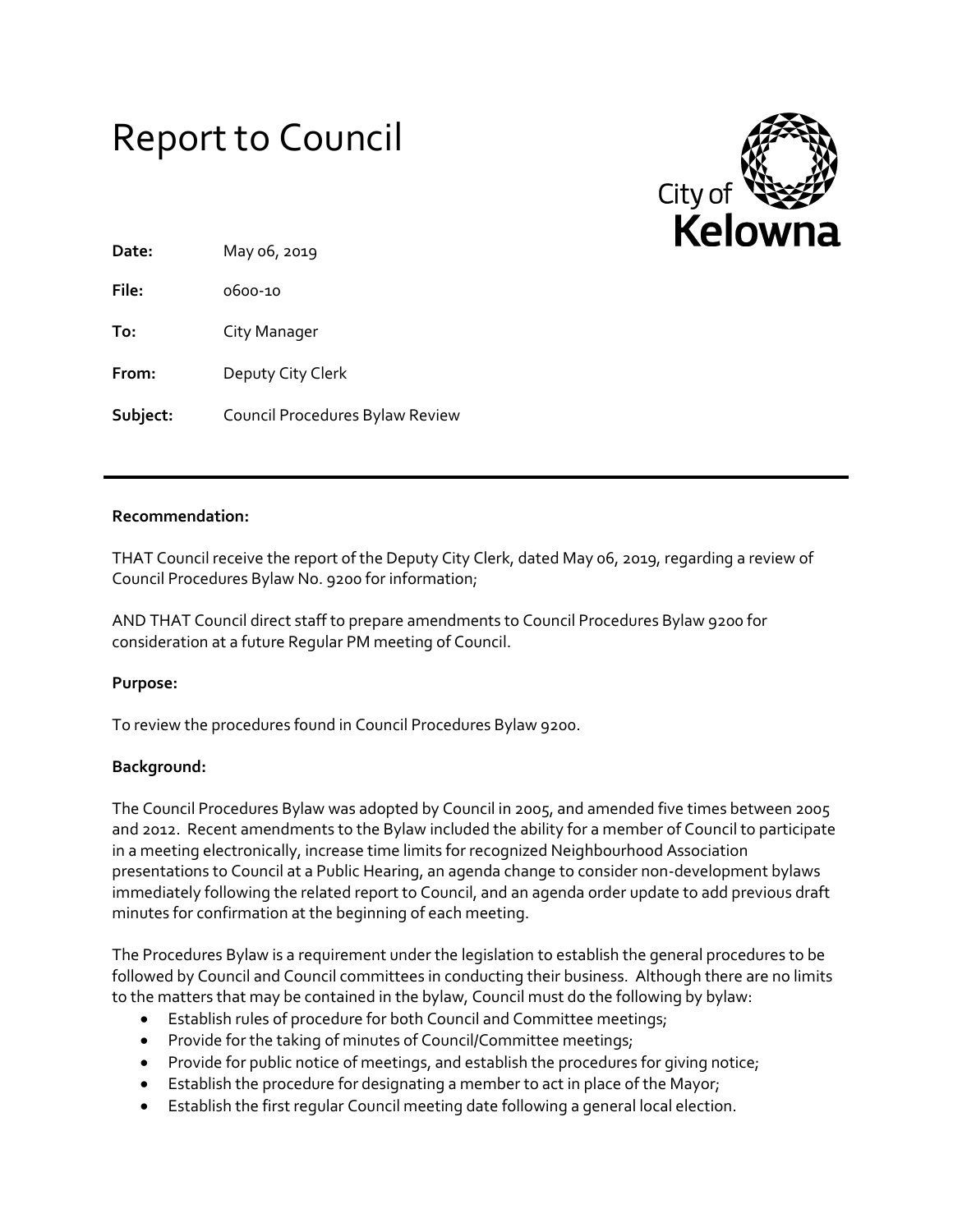# Report to Council

City of Kelowna

**Date:** May 06, 2019

**File:** 0600-10

**To:** City Manager

**From:** Deputy City Clerk

**Subject:** Council Procedures Bylaw Review

---

**Recommendation:**

THAT Council receive the report of the Deputy City Clerk, dated May 06, 2019, regarding a review of Council Procedures Bylaw No. 9200 for information;

AND THAT Council direct staff to prepare amendments to Council Procedures Bylaw 9200 for consideration at a future Regular PM meeting of Council.

**Purpose:**

To review the procedures found in Council Procedures Bylaw 9200.

**Background:**

The Council Procedures Bylaw was adopted by Council in 2005, and amended five times between 2005 and 2012. Recent amendments to the Bylaw included the ability for a member of Council to participate in a meeting electronically, increase time limits for recognized Neighbourhood Association presentations to Council at a Public Hearing, an agenda change to consider non-development bylaws immediately following the related report to Council, and an agenda order update to add previous draft minutes for confirmation at the beginning of each meeting.

The Procedures Bylaw is a requirement under the legislation to establish the general procedures to be followed by Council and Council committees in conducting their business. Although there are no limits to the matters that may be contained in the bylaw, Council must do the following by bylaw:

- Establish rules of procedure for both Council and Committee meetings;
- Provide for the taking of minutes of Council/Committee meetings;
- Provide for public notice of meetings, and establish the procedures for giving notice;
- Establish the procedure for designating a member to act in place of the Mayor;
- Establish the first regular Council meeting date following a general local election.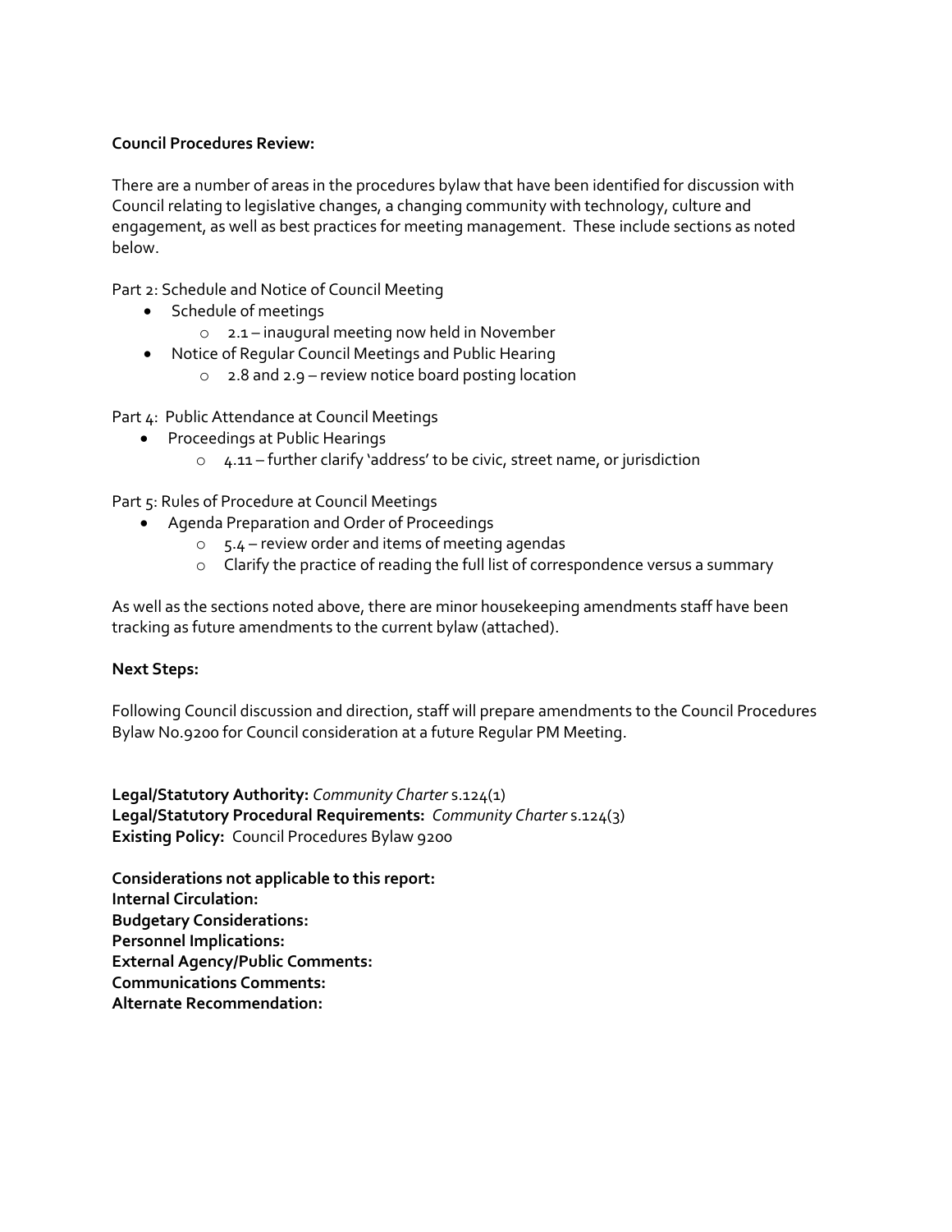**Council Procedures Review:**

There are a number of areas in the procedures bylaw that have been identified for discussion with Council relating to legislative changes, a changing community with technology, culture and engagement, as well as best practices for meeting management. These include sections as noted below.

Part 2: Schedule and Notice of Council Meeting

- Schedule of meetings
  - 2.1 – inaugural meeting now held in November
- Notice of Regular Council Meetings and Public Hearing
  - 2.8 and 2.9 – review notice board posting location

Part 4: Public Attendance at Council Meetings

- Proceedings at Public Hearings
  - 4.11 – further clarify 'address' to be civic, street name, or jurisdiction

Part 5: Rules of Procedure at Council Meetings

- Agenda Preparation and Order of Proceedings
  - 5.4 – review order and items of meeting agendas
  - Clarify the practice of reading the full list of correspondence versus a summary

As well as the sections noted above, there are minor housekeeping amendments staff have been tracking as future amendments to the current bylaw (attached).

**Next Steps:**

Following Council discussion and direction, staff will prepare amendments to the Council Procedures Bylaw No.9200 for Council consideration at a future Regular PM Meeting.

**Legal/Statutory Authority:** *Community Charter* s.124(1)
**Legal/Statutory Procedural Requirements:** *Community Charter* s.124(3)
**Existing Policy:** Council Procedures Bylaw 9200

**Considerations not applicable to this report:**
**Internal Circulation:**
**Budgetary Considerations:**
**Personnel Implications:**
**External Agency/Public Comments:**
**Communications Comments:**
**Alternate Recommendation:**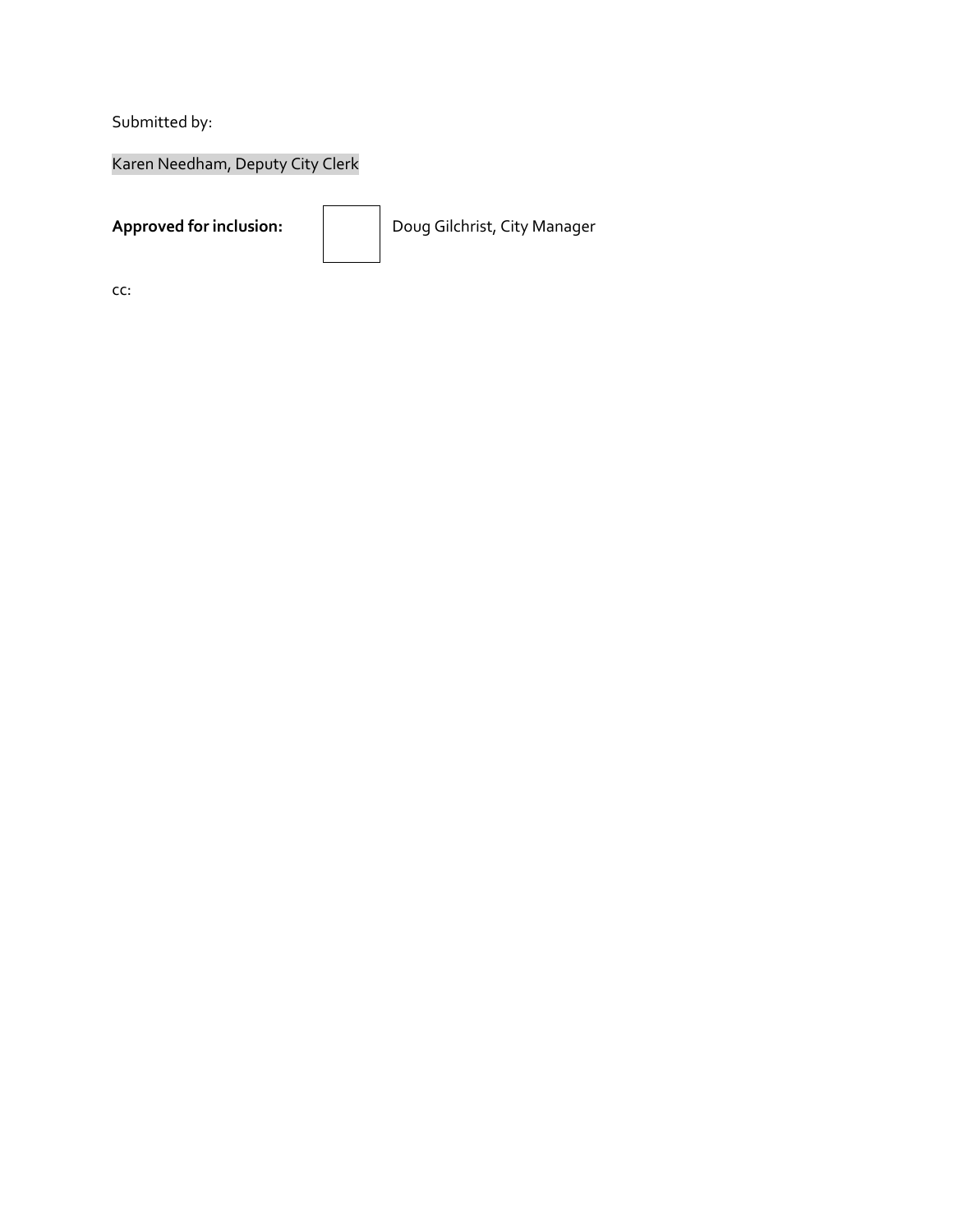Submitted by:

Karen Needham, Deputy City Clerk

**Approved for inclusion:** Doug Gilchrist, City Manager

cc: